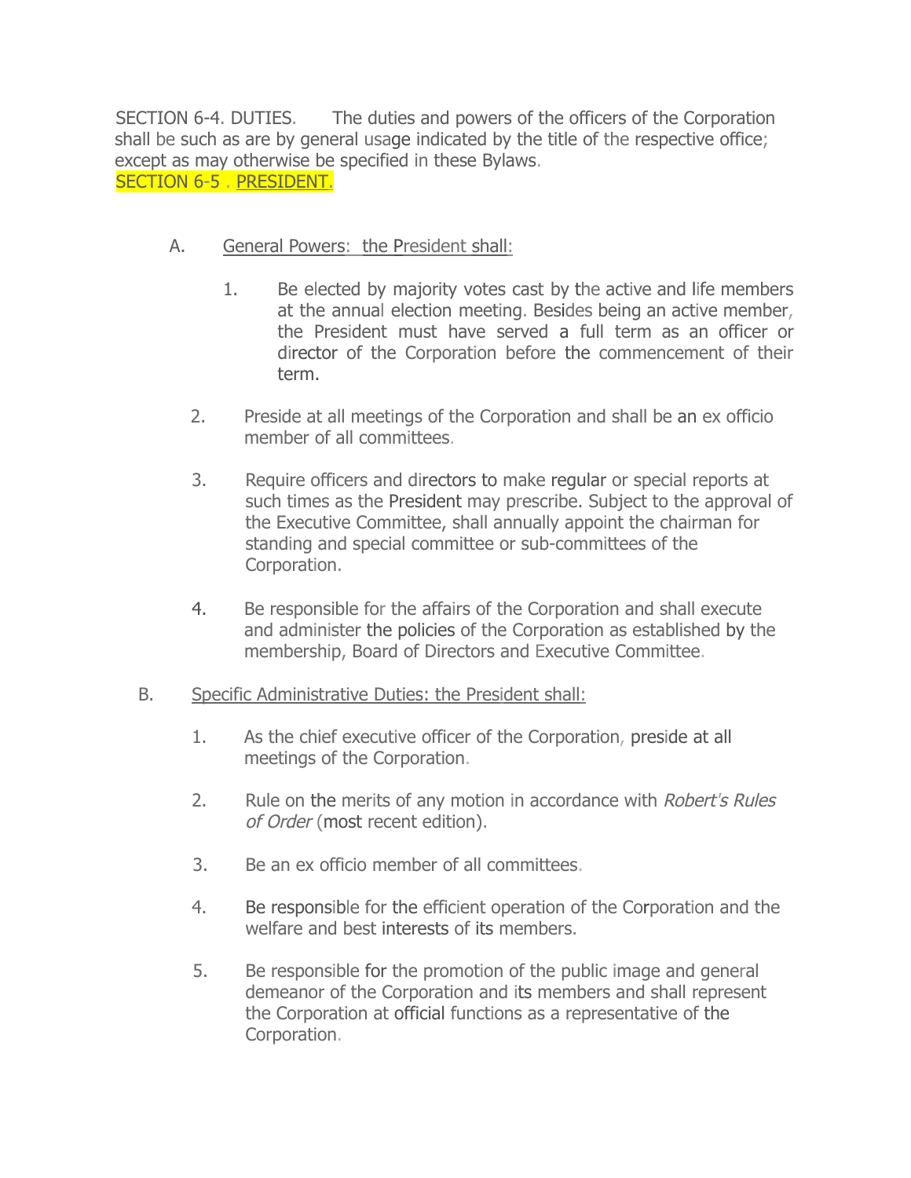SECTION 6-4. DUTIES. The duties and powers of the officers of the Corporation shall be such as are by general usage indicated by the title of the respective office; except as may otherwise be specified in these Bylaws.

SECTION 6-5 . PRESIDENT.

A. General Powers: the President shall:

1. Be elected by majority votes cast by the active and life members at the annual election meeting. Besides being an active member, the President must have served a full term as an officer or director of the Corporation before the commencement of their term.

2. Preside at all meetings of the Corporation and shall be an ex officio member of all committees.

3. Require officers and directors to make regular or special reports at such times as the President may prescribe. Subject to the approval of the Executive Committee, shall annually appoint the chairman for standing and special committee or sub-committees of the Corporation.

4. Be responsible for the affairs of the Corporation and shall execute and administer the policies of the Corporation as established by the membership, Board of Directors and Executive Committee.

B. Specific Administrative Duties: the President shall:

1. As the chief executive officer of the Corporation, preside at all meetings of the Corporation.

2. Rule on the merits of any motion in accordance with *Robert's Rules of Order* (most recent edition).

3. Be an ex officio member of all committees.

4. Be responsible for the efficient operation of the Corporation and the welfare and best interests of its members.

5. Be responsible for the promotion of the public image and general demeanor of the Corporation and its members and shall represent the Corporation at official functions as a representative of the Corporation.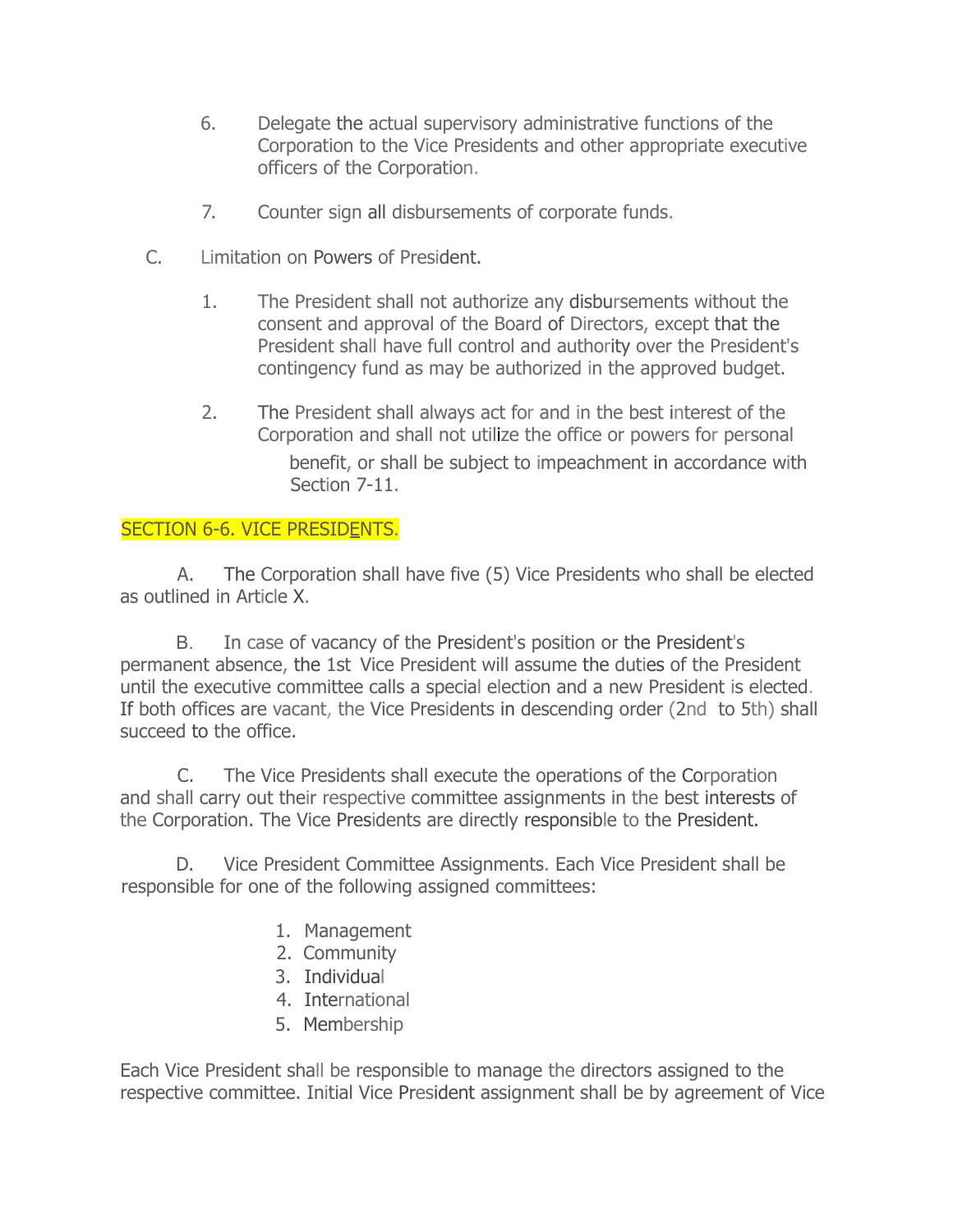6. Delegate the actual supervisory administrative functions of the Corporation to the Vice Presidents and other appropriate executive officers of the Corporation.

7. Counter sign all disbursements of corporate funds.

C. Limitation on Powers of President.

1. The President shall not authorize any disbursements without the consent and approval of the Board of Directors, except that the President shall have full control and authority over the President's contingency fund as may be authorized in the approved budget.

2. The President shall always act for and in the best interest of the Corporation and shall not utilize the office or powers for personal benefit, or shall be subject to impeachment in accordance with Section 7-11.

## SECTION 6-6. VICE PRESIDENTS.

A. The Corporation shall have five (5) Vice Presidents who shall be elected as outlined in Article X.

B. In case of vacancy of the President's position or the President's permanent absence, the 1st Vice President will assume the duties of the President until the executive committee calls a special election and a new President is elected. If both offices are vacant, the Vice Presidents in descending order (2nd to 5th) shall succeed to the office.

C. The Vice Presidents shall execute the operations of the Corporation and shall carry out their respective committee assignments in the best interests of the Corporation. The Vice Presidents are directly responsible to the President.

D. Vice President Committee Assignments. Each Vice President shall be responsible for one of the following assigned committees:

1. Management
2. Community
3. Individual
4. International
5. Membership

Each Vice President shall be responsible to manage the directors assigned to the respective committee. Initial Vice President assignment shall be by agreement of Vice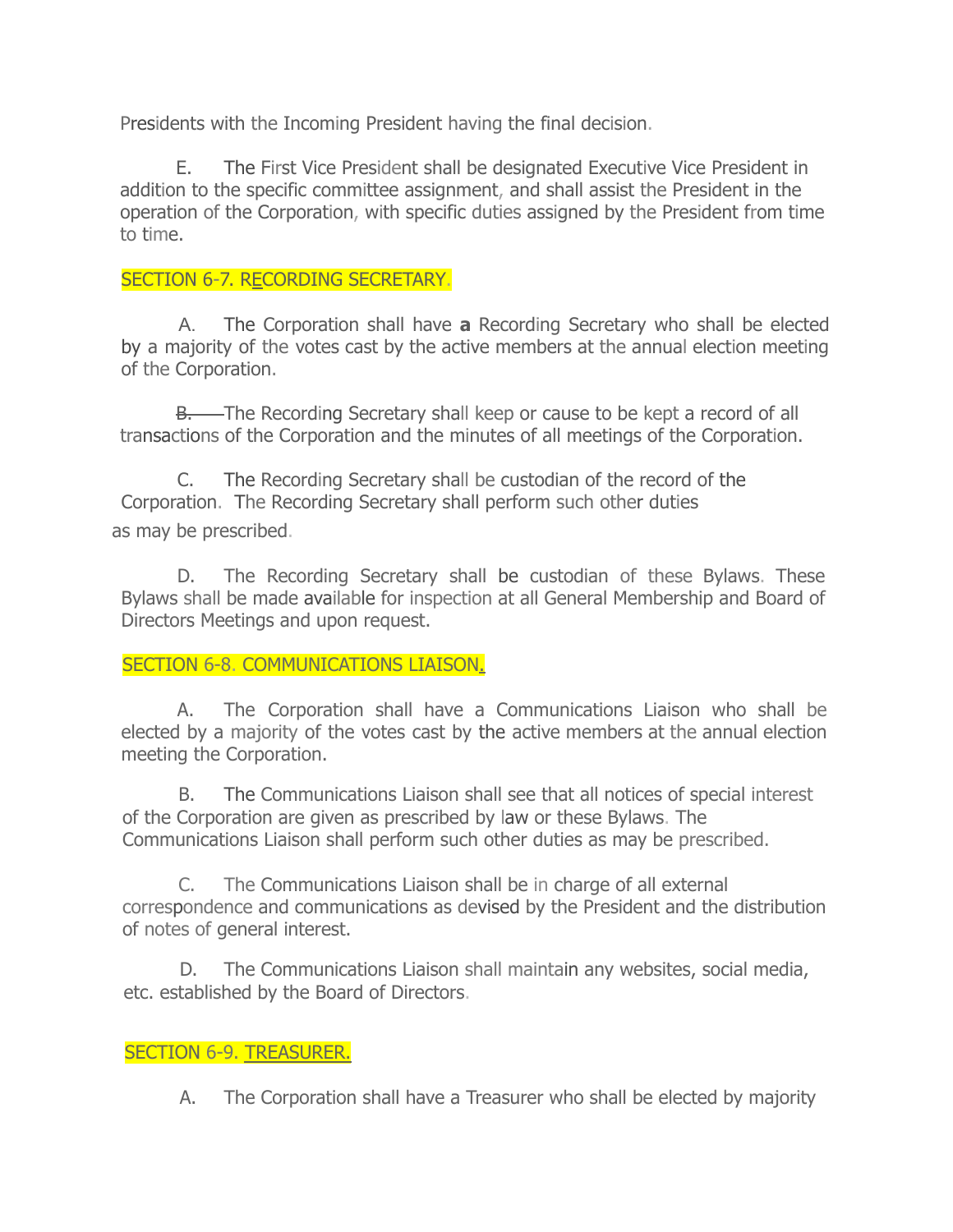Presidents with the Incoming President having the final decision.

E. The First Vice President shall be designated Executive Vice President in addition to the specific committee assignment, and shall assist the President in the operation of the Corporation, with specific duties assigned by the President from time to time.

## SECTION 6-7. RECORDING SECRETARY.

A. The Corporation shall have **a** Recording Secretary who shall be elected by a majority of the votes cast by the active members at the annual election meeting of the Corporation.

~~B.~~ The Recording Secretary shall keep or cause to be kept a record of all transactions of the Corporation and the minutes of all meetings of the Corporation.

C. The Recording Secretary shall be custodian of the record of the Corporation. The Recording Secretary shall perform such other duties as may be prescribed.

D. The Recording Secretary shall be custodian of these Bylaws. These Bylaws shall be made available for inspection at all General Membership and Board of Directors Meetings and upon request.

## SECTION 6-8. COMMUNICATIONS LIAISON.

A. The Corporation shall have a Communications Liaison who shall be elected by a majority of the votes cast by the active members at the annual election meeting the Corporation.

B. The Communications Liaison shall see that all notices of special interest of the Corporation are given as prescribed by law or these Bylaws. The Communications Liaison shall perform such other duties as may be prescribed.

C. The Communications Liaison shall be in charge of all external correspondence and communications as devised by the President and the distribution of notes of general interest.

D. The Communications Liaison shall maintain any websites, social media, etc. established by the Board of Directors.

## SECTION 6-9. TREASURER.

A. The Corporation shall have a Treasurer who shall be elected by majority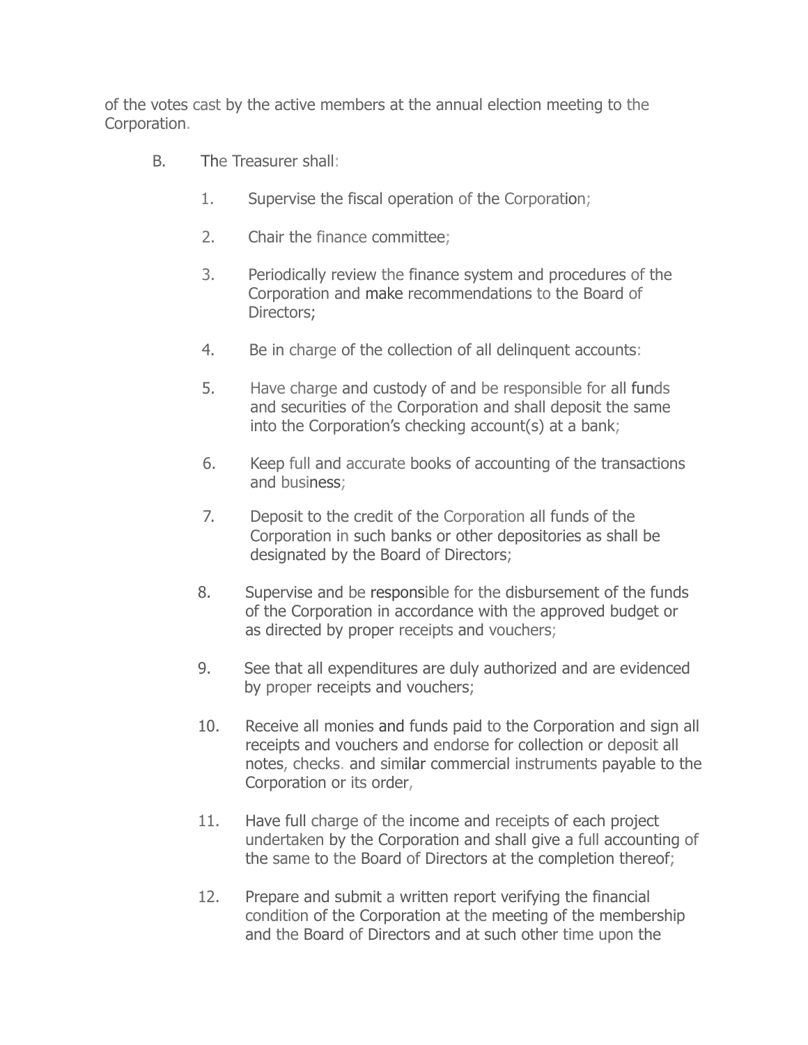of the votes cast by the active members at the annual election meeting to the Corporation.

B. The Treasurer shall:

1. Supervise the fiscal operation of the Corporation;

2. Chair the finance committee;

3. Periodically review the finance system and procedures of the Corporation and make recommendations to the Board of Directors;

4. Be in charge of the collection of all delinquent accounts:

5. Have charge and custody of and be responsible for all funds and securities of the Corporation and shall deposit the same into the Corporation's checking account(s) at a bank;

6. Keep full and accurate books of accounting of the transactions and business;

7. Deposit to the credit of the Corporation all funds of the Corporation in such banks or other depositories as shall be designated by the Board of Directors;

8. Supervise and be responsible for the disbursement of the funds of the Corporation in accordance with the approved budget or as directed by proper receipts and vouchers;

9. See that all expenditures are duly authorized and are evidenced by proper receipts and vouchers;

10. Receive all monies and funds paid to the Corporation and sign all receipts and vouchers and endorse for collection or deposit all notes, checks. and similar commercial instruments payable to the Corporation or its order,

11. Have full charge of the income and receipts of each project undertaken by the Corporation and shall give a full accounting of the same to the Board of Directors at the completion thereof;

12. Prepare and submit a written report verifying the financial condition of the Corporation at the meeting of the membership and the Board of Directors and at such other time upon the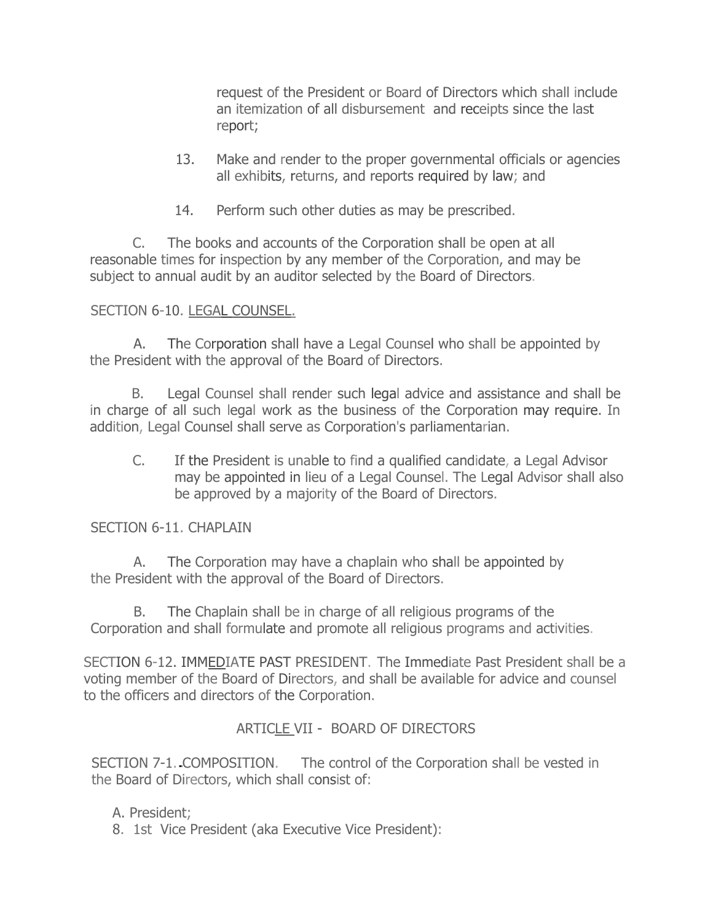request of the President or Board of Directors which shall include an itemization of all disbursement and receipts since the last report;

13. Make and render to the proper governmental officials or agencies all exhibits, returns, and reports required by law; and

14. Perform such other duties as may be prescribed.

C. The books and accounts of the Corporation shall be open at all reasonable times for inspection by any member of the Corporation, and may be subject to annual audit by an auditor selected by the Board of Directors.

SECTION 6-10. LEGAL COUNSEL.

A. The Corporation shall have a Legal Counsel who shall be appointed by the President with the approval of the Board of Directors.

B. Legal Counsel shall render such legal advice and assistance and shall be in charge of all such legal work as the business of the Corporation may require. In addition, Legal Counsel shall serve as Corporation's parliamentarian.

C. If the President is unable to find a qualified candidate, a Legal Advisor may be appointed in lieu of a Legal Counsel. The Legal Advisor shall also be approved by a majority of the Board of Directors.

SECTION 6-11. CHAPLAIN

A. The Corporation may have a chaplain who shall be appointed by the President with the approval of the Board of Directors.

B. The Chaplain shall be in charge of all religious programs of the Corporation and shall formulate and promote all religious programs and activities.

SECTION 6-12. IMMEDIATE PAST PRESIDENT. The Immediate Past President shall be a voting member of the Board of Directors, and shall be available for advice and counsel to the officers and directors of the Corporation.

## ARTICLE VII - BOARD OF DIRECTORS

SECTION 7-1. COMPOSITION. The control of the Corporation shall be vested in the Board of Directors, which shall consist of:

A. President;
8. 1st Vice President (aka Executive Vice President):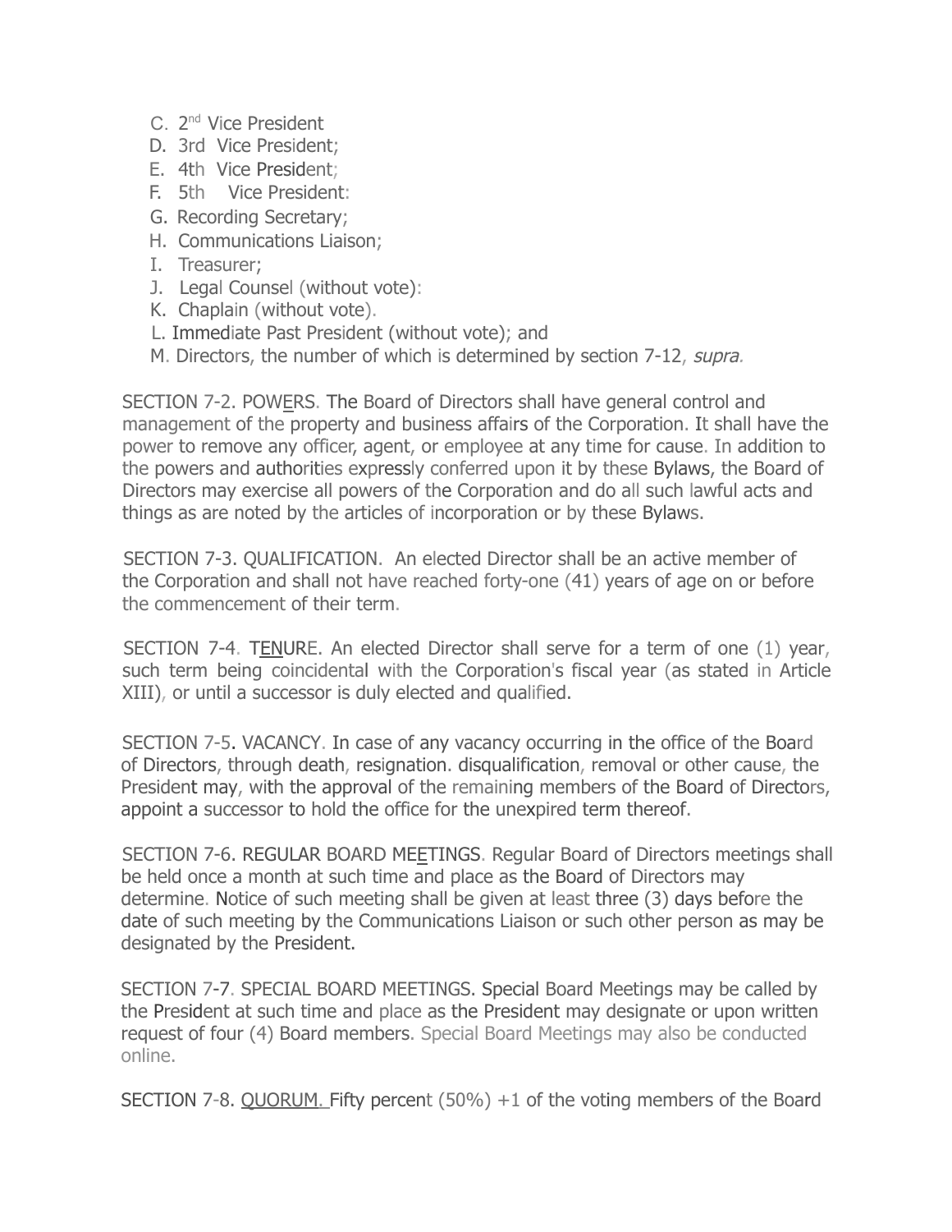C. 2nd Vice President
D. 3rd Vice President;
E. 4th Vice President;
F. 5th Vice President:
G. Recording Secretary;
H. Communications Liaison;
I. Treasurer;
J. Legal Counsel (without vote):
K. Chaplain (without vote).
L. Immediate Past President (without vote); and
M. Directors, the number of which is determined by section 7-12, *supra.*

SECTION 7-2. POWERS. The Board of Directors shall have general control and management of the property and business affairs of the Corporation. It shall have the power to remove any officer, agent, or employee at any time for cause. In addition to the powers and authorities expressly conferred upon it by these Bylaws, the Board of Directors may exercise all powers of the Corporation and do all such lawful acts and things as are noted by the articles of incorporation or by these Bylaws.

SECTION 7-3. QUALIFICATION. An elected Director shall be an active member of the Corporation and shall not have reached forty-one (41) years of age on or before the commencement of their term.

SECTION 7-4. TENURE. An elected Director shall serve for a term of one (1) year, such term being coincidental with the Corporation's fiscal year (as stated in Article XIII), or until a successor is duly elected and qualified.

SECTION 7-5. VACANCY. In case of any vacancy occurring in the office of the Board of Directors, through death, resignation. disqualification, removal or other cause, the President may, with the approval of the remaining members of the Board of Directors, appoint a successor to hold the office for the unexpired term thereof.

SECTION 7-6. REGULAR BOARD MEETINGS. Regular Board of Directors meetings shall be held once a month at such time and place as the Board of Directors may determine. Notice of such meeting shall be given at least three (3) days before the date of such meeting by the Communications Liaison or such other person as may be designated by the President.

SECTION 7-7. SPECIAL BOARD MEETINGS. Special Board Meetings may be called by the President at such time and place as the President may designate or upon written request of four (4) Board members. Special Board Meetings may also be conducted online.

SECTION 7-8. QUORUM. Fifty percent (50%) +1 of the voting members of the Board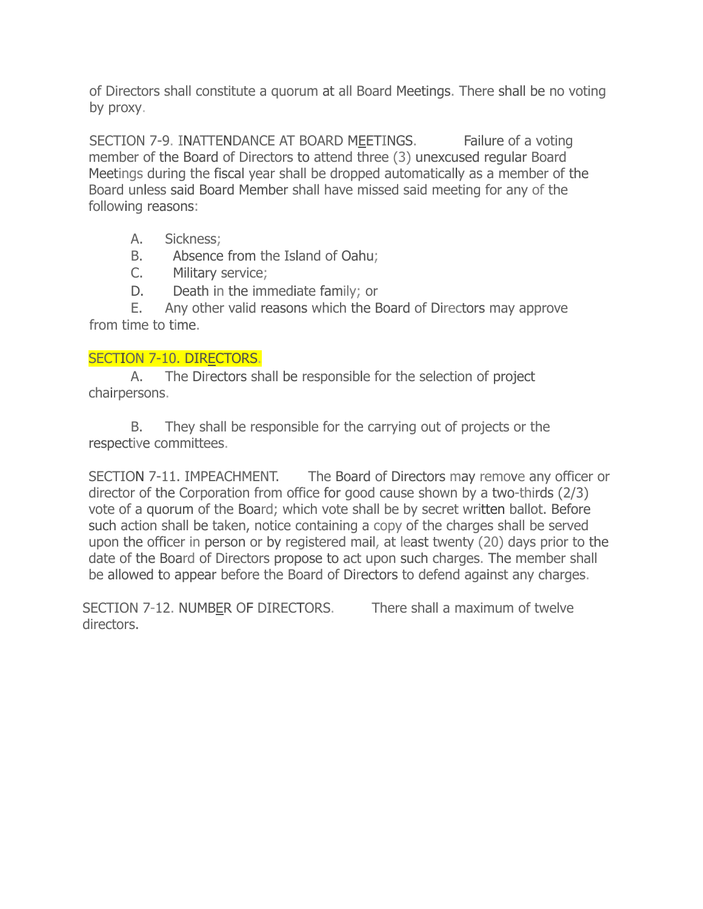of Directors shall constitute a quorum at all Board Meetings. There shall be no voting by proxy.

SECTION 7-9. INATTENDANCE AT BOARD MEETINGS. Failure of a voting member of the Board of Directors to attend three (3) unexcused regular Board Meetings during the fiscal year shall be dropped automatically as a member of the Board unless said Board Member shall have missed said meeting for any of the following reasons:

A. Sickness;
B. Absence from the Island of Oahu;
C. Military service;
D. Death in the immediate family; or
E. Any other valid reasons which the Board of Directors may approve from time to time.

SECTION 7-10. DIRECTORS.

A. The Directors shall be responsible for the selection of project chairpersons.

B. They shall be responsible for the carrying out of projects or the respective committees.

SECTION 7-11. IMPEACHMENT. The Board of Directors may remove any officer or director of the Corporation from office for good cause shown by a two-thirds (2/3) vote of a quorum of the Board; which vote shall be by secret written ballot. Before such action shall be taken, notice containing a copy of the charges shall be served upon the officer in person or by registered mail, at least twenty (20) days prior to the date of the Board of Directors propose to act upon such charges. The member shall be allowed to appear before the Board of Directors to defend against any charges.

SECTION 7-12. NUMBER OF DIRECTORS. There shall a maximum of twelve directors.